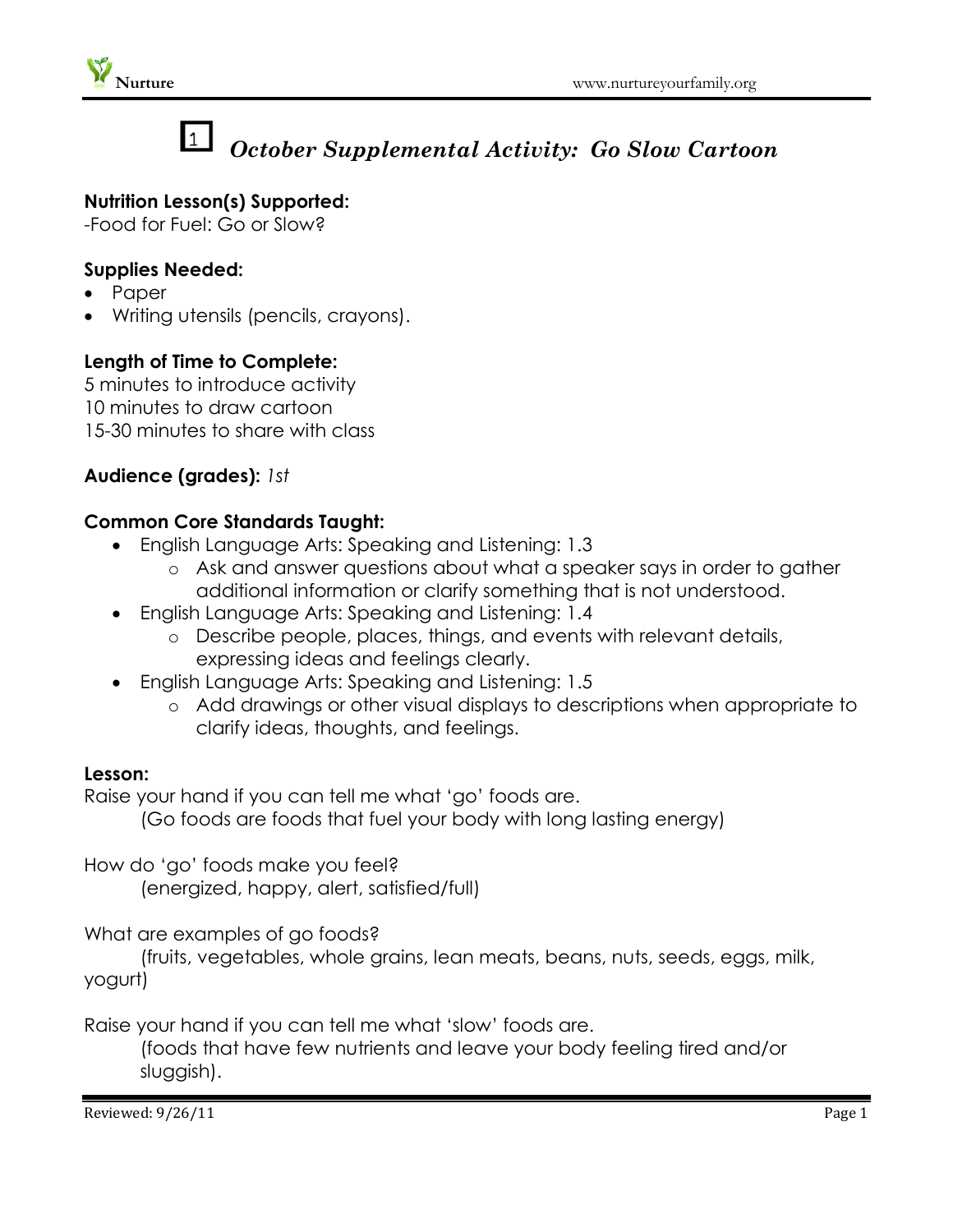# 1 *October Supplemental Activity: Go Slow Cartoon*

**Nutrition Lesson(s) Supported:**
-Food for Fuel: Go or Slow?

**Supplies Needed:**
- Paper
- Writing utensils (pencils, crayons).

**Length of Time to Complete:**
5 minutes to introduce activity
10 minutes to draw cartoon
15-30 minutes to share with class

**Audience (grades):** *1st*

**Common Core Standards Taught:**
- English Language Arts: Speaking and Listening: 1.3
  - Ask and answer questions about what a speaker says in order to gather additional information or clarify something that is not understood.
- English Language Arts: Speaking and Listening: 1.4
  - Describe people, places, things, and events with relevant details, expressing ideas and feelings clearly.
- English Language Arts: Speaking and Listening: 1.5
  - Add drawings or other visual displays to descriptions when appropriate to clarify ideas, thoughts, and feelings.

**Lesson:**
Raise your hand if you can tell me what 'go' foods are.
(Go foods are foods that fuel your body with long lasting energy)

How do 'go' foods make you feel?
(energized, happy, alert, satisfied/full)

What are examples of go foods?
(fruits, vegetables, whole grains, lean meats, beans, nuts, seeds, eggs, milk, yogurt)

Raise your hand if you can tell me what 'slow' foods are.
(foods that have few nutrients and leave your body feeling tired and/or sluggish).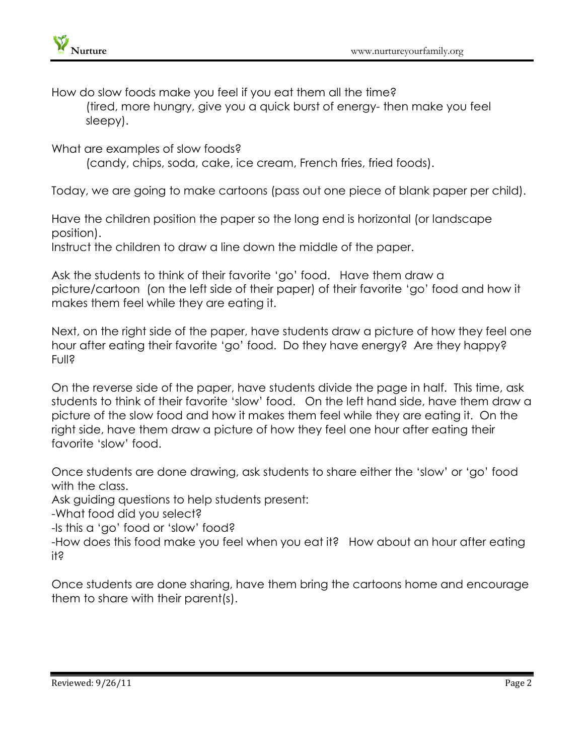How do slow foods make you feel if you eat them all the time?

(tired, more hungry, give you a quick burst of energy- then make you feel sleepy).

What are examples of slow foods?

(candy, chips, soda, cake, ice cream, French fries, fried foods).

Today, we are going to make cartoons (pass out one piece of blank paper per child).

Have the children position the paper so the long end is horizontal (or landscape position).
Instruct the children to draw a line down the middle of the paper.

Ask the students to think of their favorite 'go' food. Have them draw a picture/cartoon (on the left side of their paper) of their favorite 'go' food and how it makes them feel while they are eating it.

Next, on the right side of the paper, have students draw a picture of how they feel one hour after eating their favorite 'go' food. Do they have energy? Are they happy? Full?

On the reverse side of the paper, have students divide the page in half. This time, ask students to think of their favorite 'slow' food. On the left hand side, have them draw a picture of the slow food and how it makes them feel while they are eating it. On the right side, have them draw a picture of how they feel one hour after eating their favorite 'slow' food.

Once students are done drawing, ask students to share either the 'slow' or 'go' food with the class.
Ask guiding questions to help students present:
-What food did you select?
-Is this a 'go' food or 'slow' food?
-How does this food make you feel when you eat it? How about an hour after eating it?

Once students are done sharing, have them bring the cartoons home and encourage them to share with their parent(s).